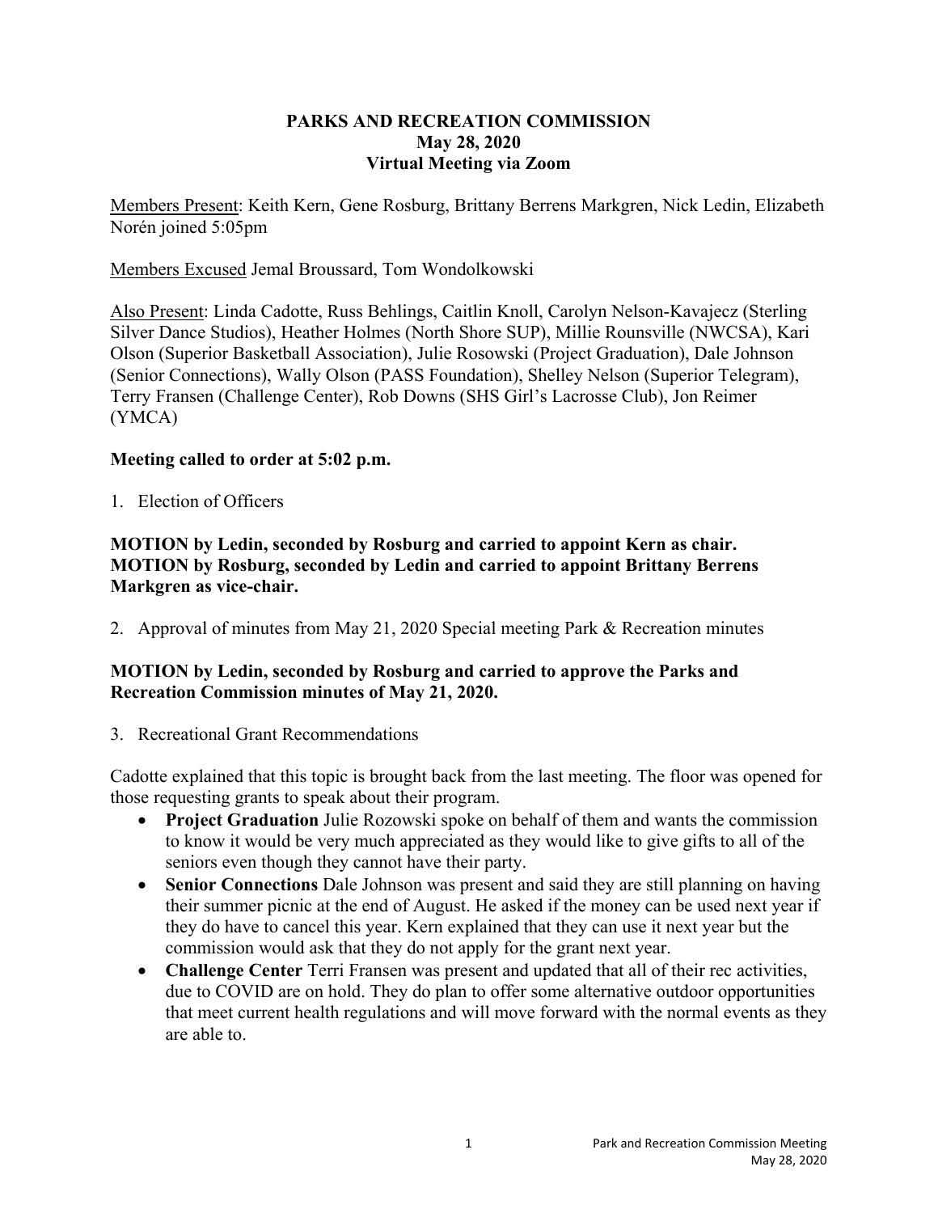# PARKS AND RECREATION COMMISSION
## May 28, 2020
## Virtual Meeting via Zoom

Members Present: Keith Kern, Gene Rosburg, Brittany Berrens Markgren, Nick Ledin, Elizabeth Norén joined 5:05pm

Members Excused Jemal Broussard, Tom Wondolkowski

Also Present: Linda Cadotte, Russ Behlings, Caitlin Knoll, Carolyn Nelson-Kavajecz (Sterling Silver Dance Studios), Heather Holmes (North Shore SUP), Millie Rounsville (NWCSA), Kari Olson (Superior Basketball Association), Julie Rosowski (Project Graduation), Dale Johnson (Senior Connections), Wally Olson (PASS Foundation), Shelley Nelson (Superior Telegram), Terry Fransen (Challenge Center), Rob Downs (SHS Girl's Lacrosse Club), Jon Reimer (YMCA)

**Meeting called to order at 5:02 p.m.**

1. Election of Officers

**MOTION by Ledin, seconded by Rosburg and carried to appoint Kern as chair.**
**MOTION by Rosburg, seconded by Ledin and carried to appoint Brittany Berrens Markgren as vice-chair.**

2. Approval of minutes from May 21, 2020 Special meeting Park & Recreation minutes

**MOTION by Ledin, seconded by Rosburg and carried to approve the Parks and Recreation Commission minutes of May 21, 2020.**

3. Recreational Grant Recommendations

Cadotte explained that this topic is brought back from the last meeting. The floor was opened for those requesting grants to speak about their program.

- **Project Graduation** Julie Rozowski spoke on behalf of them and wants the commission to know it would be very much appreciated as they would like to give gifts to all of the seniors even though they cannot have their party.
- **Senior Connections** Dale Johnson was present and said they are still planning on having their summer picnic at the end of August. He asked if the money can be used next year if they do have to cancel this year. Kern explained that they can use it next year but the commission would ask that they do not apply for the grant next year.
- **Challenge Center** Terri Fransen was present and updated that all of their rec activities, due to COVID are on hold. They do plan to offer some alternative outdoor opportunities that meet current health regulations and will move forward with the normal events as they are able to.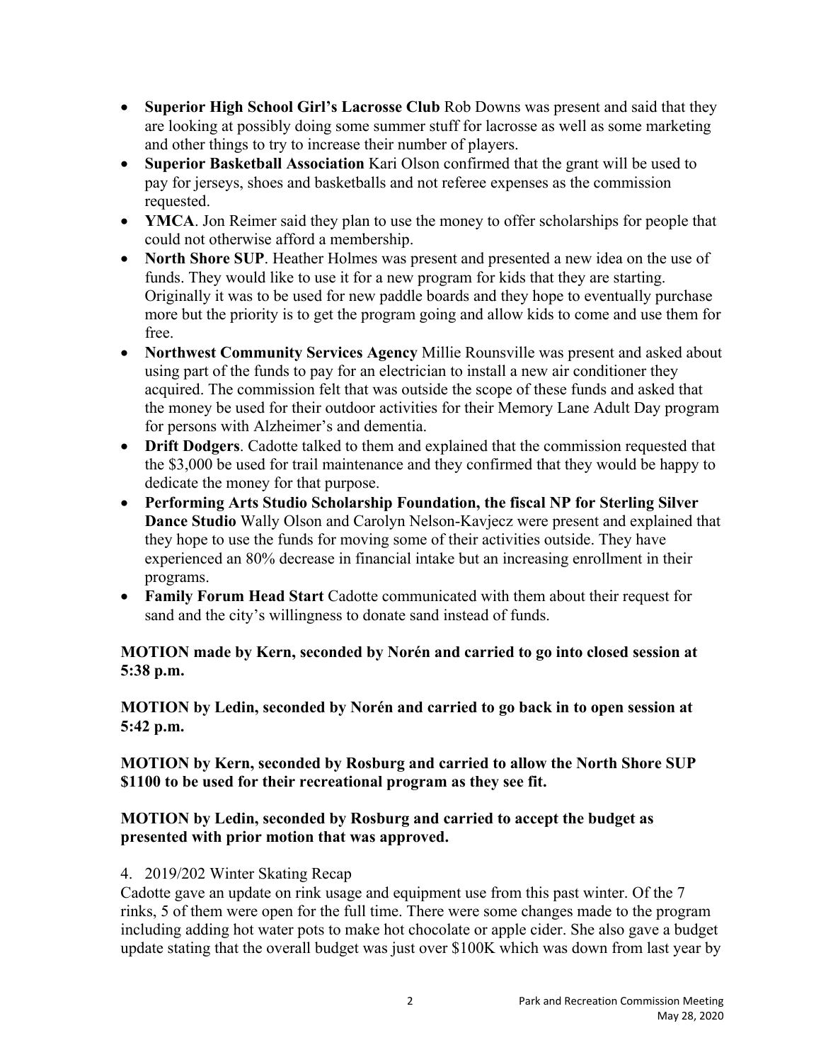- **Superior High School Girl's Lacrosse Club** Rob Downs was present and said that they are looking at possibly doing some summer stuff for lacrosse as well as some marketing and other things to try to increase their number of players.
- **Superior Basketball Association** Kari Olson confirmed that the grant will be used to pay for jerseys, shoes and basketballs and not referee expenses as the commission requested.
- **YMCA**. Jon Reimer said they plan to use the money to offer scholarships for people that could not otherwise afford a membership.
- **North Shore SUP**. Heather Holmes was present and presented a new idea on the use of funds. They would like to use it for a new program for kids that they are starting. Originally it was to be used for new paddle boards and they hope to eventually purchase more but the priority is to get the program going and allow kids to come and use them for free.
- **Northwest Community Services Agency** Millie Rounsville was present and asked about using part of the funds to pay for an electrician to install a new air conditioner they acquired. The commission felt that was outside the scope of these funds and asked that the money be used for their outdoor activities for their Memory Lane Adult Day program for persons with Alzheimer's and dementia.
- **Drift Dodgers**. Cadotte talked to them and explained that the commission requested that the $3,000 be used for trail maintenance and they confirmed that they would be happy to dedicate the money for that purpose.
- **Performing Arts Studio Scholarship Foundation, the fiscal NP for Sterling Silver Dance Studio** Wally Olson and Carolyn Nelson-Kavjecz were present and explained that they hope to use the funds for moving some of their activities outside. They have experienced an 80% decrease in financial intake but an increasing enrollment in their programs.
- **Family Forum Head Start** Cadotte communicated with them about their request for sand and the city's willingness to donate sand instead of funds.

**MOTION made by Kern, seconded by Norén and carried to go into closed session at 5:38 p.m.**

**MOTION by Ledin, seconded by Norén and carried to go back in to open session at 5:42 p.m.**

**MOTION by Kern, seconded by Rosburg and carried to allow the North Shore SUP $1100 to be used for their recreational program as they see fit.**

**MOTION by Ledin, seconded by Rosburg and carried to accept the budget as presented with prior motion that was approved.**

4. 2019/202 Winter Skating Recap

Cadotte gave an update on rink usage and equipment use from this past winter. Of the 7 rinks, 5 of them were open for the full time. There were some changes made to the program including adding hot water pots to make hot chocolate or apple cider. She also gave a budget update stating that the overall budget was just over $100K which was down from last year by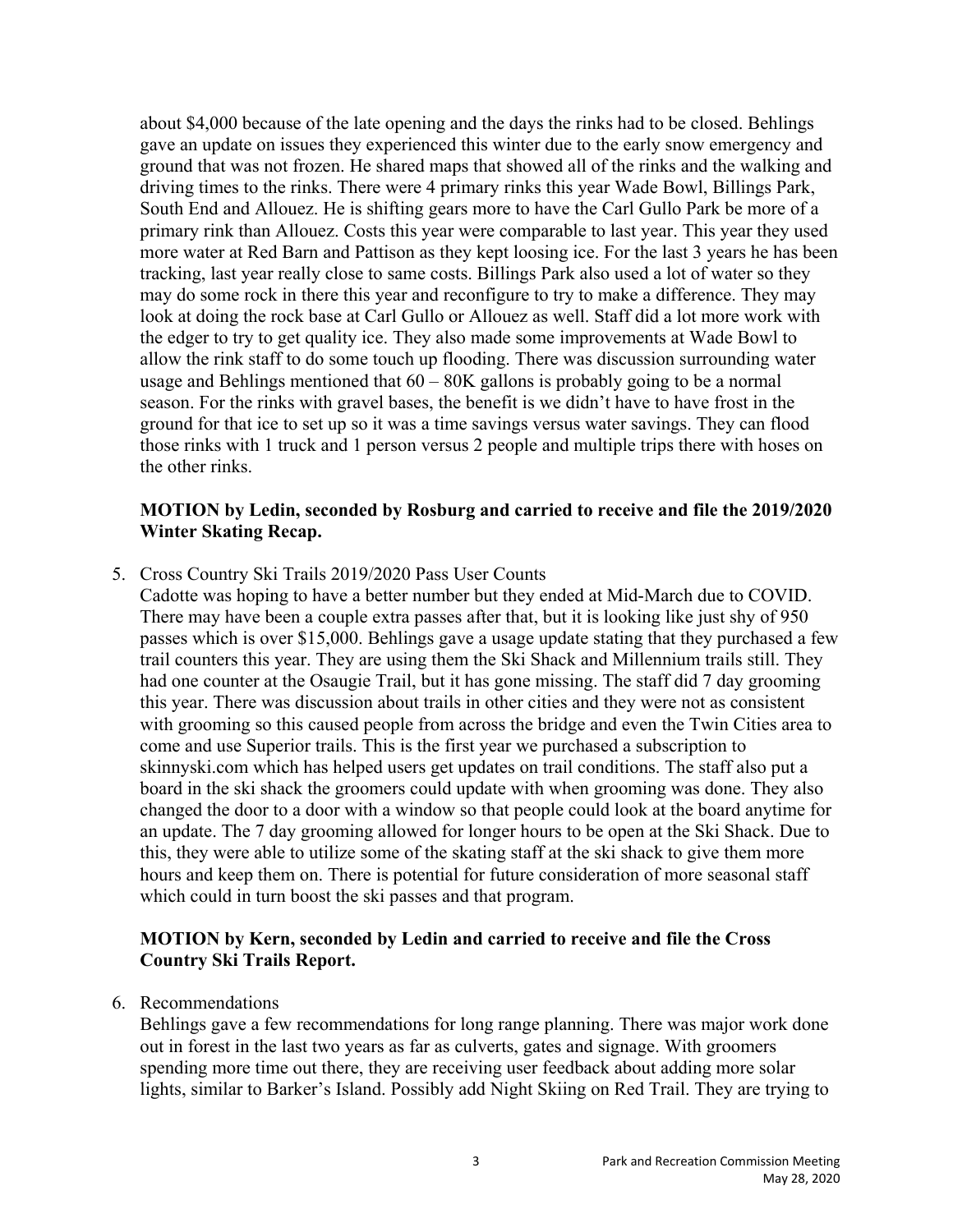about $4,000 because of the late opening and the days the rinks had to be closed. Behlings gave an update on issues they experienced this winter due to the early snow emergency and ground that was not frozen. He shared maps that showed all of the rinks and the walking and driving times to the rinks. There were 4 primary rinks this year Wade Bowl, Billings Park, South End and Allouez. He is shifting gears more to have the Carl Gullo Park be more of a primary rink than Allouez. Costs this year were comparable to last year. This year they used more water at Red Barn and Pattison as they kept loosing ice. For the last 3 years he has been tracking, last year really close to same costs. Billings Park also used a lot of water so they may do some rock in there this year and reconfigure to try to make a difference. They may look at doing the rock base at Carl Gullo or Allouez as well. Staff did a lot more work with the edger to try to get quality ice. They also made some improvements at Wade Bowl to allow the rink staff to do some touch up flooding. There was discussion surrounding water usage and Behlings mentioned that 60 – 80K gallons is probably going to be a normal season. For the rinks with gravel bases, the benefit is we didn't have to have frost in the ground for that ice to set up so it was a time savings versus water savings. They can flood those rinks with 1 truck and 1 person versus 2 people and multiple trips there with hoses on the other rinks.

**MOTION by Ledin, seconded by Rosburg and carried to receive and file the 2019/2020 Winter Skating Recap.**

5. Cross Country Ski Trails 2019/2020 Pass User Counts
   Cadotte was hoping to have a better number but they ended at Mid-March due to COVID. There may have been a couple extra passes after that, but it is looking like just shy of 950 passes which is over $15,000. Behlings gave a usage update stating that they purchased a few trail counters this year. They are using them the Ski Shack and Millennium trails still. They had one counter at the Osaugie Trail, but it has gone missing. The staff did 7 day grooming this year. There was discussion about trails in other cities and they were not as consistent with grooming so this caused people from across the bridge and even the Twin Cities area to come and use Superior trails. This is the first year we purchased a subscription to skinnyski.com which has helped users get updates on trail conditions. The staff also put a board in the ski shack the groomers could update with when grooming was done. They also changed the door to a door with a window so that people could look at the board anytime for an update. The 7 day grooming allowed for longer hours to be open at the Ski Shack. Due to this, they were able to utilize some of the skating staff at the ski shack to give them more hours and keep them on. There is potential for future consideration of more seasonal staff which could in turn boost the ski passes and that program.

   **MOTION by Kern, seconded by Ledin and carried to receive and file the Cross Country Ski Trails Report.**

6. Recommendations
   Behlings gave a few recommendations for long range planning. There was major work done out in forest in the last two years as far as culverts, gates and signage. With groomers spending more time out there, they are receiving user feedback about adding more solar lights, similar to Barker's Island. Possibly add Night Skiing on Red Trail. They are trying to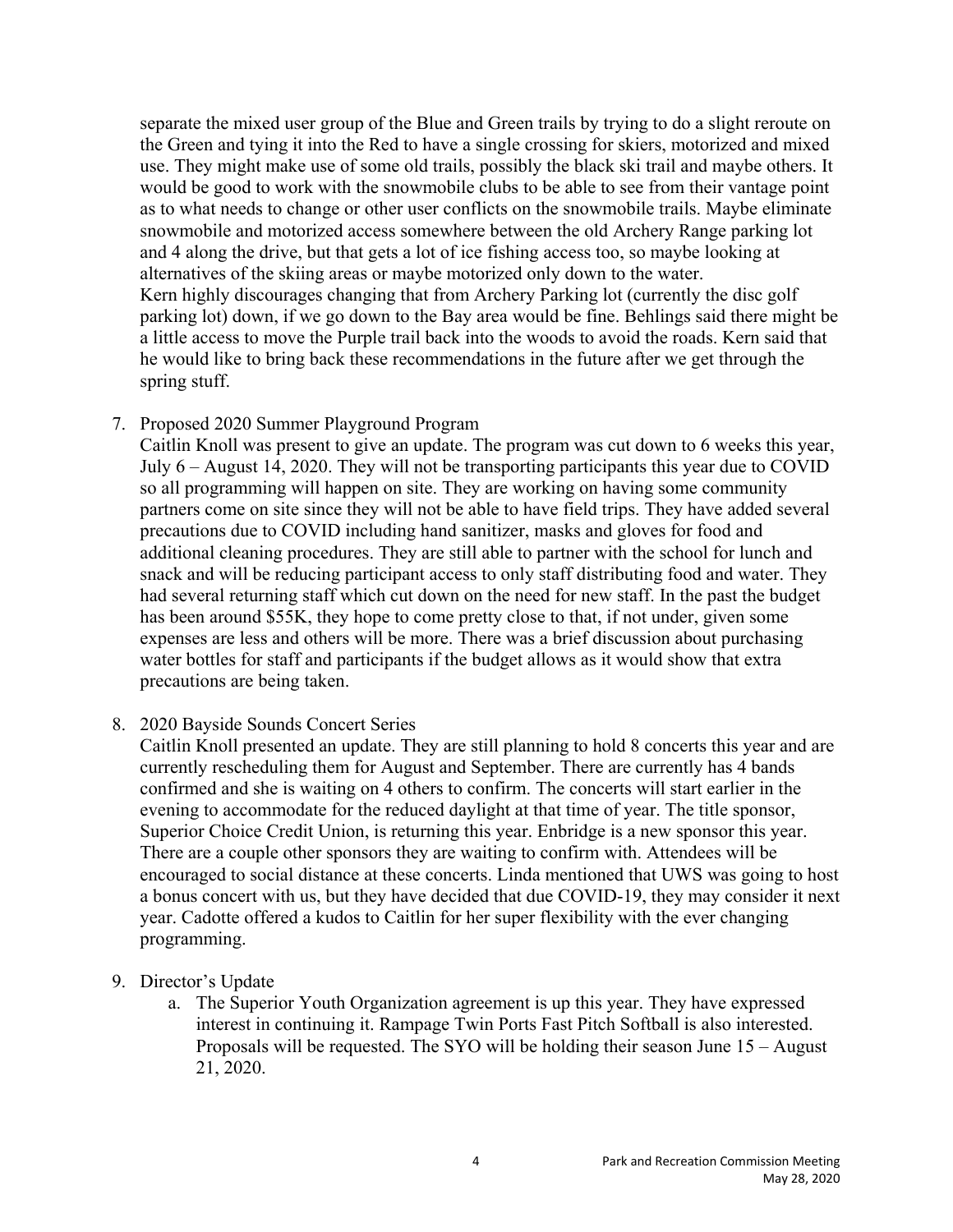separate the mixed user group of the Blue and Green trails by trying to do a slight reroute on the Green and tying it into the Red to have a single crossing for skiers, motorized and mixed use. They might make use of some old trails, possibly the black ski trail and maybe others. It would be good to work with the snowmobile clubs to be able to see from their vantage point as to what needs to change or other user conflicts on the snowmobile trails. Maybe eliminate snowmobile and motorized access somewhere between the old Archery Range parking lot and 4 along the drive, but that gets a lot of ice fishing access too, so maybe looking at alternatives of the skiing areas or maybe motorized only down to the water.
Kern highly discourages changing that from Archery Parking lot (currently the disc golf parking lot) down, if we go down to the Bay area would be fine. Behlings said there might be a little access to move the Purple trail back into the woods to avoid the roads. Kern said that he would like to bring back these recommendations in the future after we get through the spring stuff.

7. Proposed 2020 Summer Playground Program
   Caitlin Knoll was present to give an update. The program was cut down to 6 weeks this year, July 6 – August 14, 2020. They will not be transporting participants this year due to COVID so all programming will happen on site. They are working on having some community partners come on site since they will not be able to have field trips. They have added several precautions due to COVID including hand sanitizer, masks and gloves for food and additional cleaning procedures. They are still able to partner with the school for lunch and snack and will be reducing participant access to only staff distributing food and water. They had several returning staff which cut down on the need for new staff. In the past the budget has been around $55K, they hope to come pretty close to that, if not under, given some expenses are less and others will be more. There was a brief discussion about purchasing water bottles for staff and participants if the budget allows as it would show that extra precautions are being taken.

8. 2020 Bayside Sounds Concert Series
   Caitlin Knoll presented an update. They are still planning to hold 8 concerts this year and are currently rescheduling them for August and September. There are currently has 4 bands confirmed and she is waiting on 4 others to confirm. The concerts will start earlier in the evening to accommodate for the reduced daylight at that time of year. The title sponsor, Superior Choice Credit Union, is returning this year. Enbridge is a new sponsor this year. There are a couple other sponsors they are waiting to confirm with. Attendees will be encouraged to social distance at these concerts. Linda mentioned that UWS was going to host a bonus concert with us, but they have decided that due COVID-19, they may consider it next year. Cadotte offered a kudos to Caitlin for her super flexibility with the ever changing programming.

9. Director's Update
   a. The Superior Youth Organization agreement is up this year. They have expressed interest in continuing it. Rampage Twin Ports Fast Pitch Softball is also interested. Proposals will be requested. The SYO will be holding their season June 15 – August 21, 2020.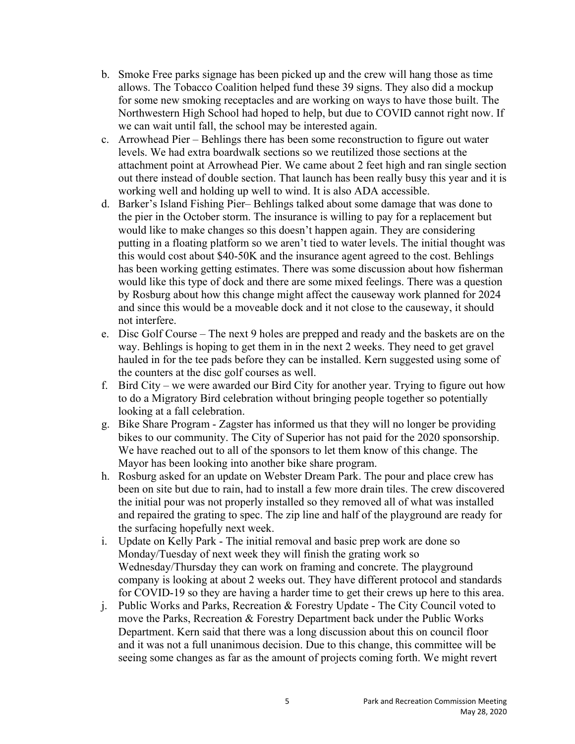b. Smoke Free parks signage has been picked up and the crew will hang those as time allows. The Tobacco Coalition helped fund these 39 signs. They also did a mockup for some new smoking receptacles and are working on ways to have those built. The Northwestern High School had hoped to help, but due to COVID cannot right now. If we can wait until fall, the school may be interested again.

c. Arrowhead Pier – Behlings there has been some reconstruction to figure out water levels. We had extra boardwalk sections so we reutilized those sections at the attachment point at Arrowhead Pier. We came about 2 feet high and ran single section out there instead of double section. That launch has been really busy this year and it is working well and holding up well to wind. It is also ADA accessible.

d. Barker's Island Fishing Pier– Behlings talked about some damage that was done to the pier in the October storm. The insurance is willing to pay for a replacement but would like to make changes so this doesn't happen again. They are considering putting in a floating platform so we aren't tied to water levels. The initial thought was this would cost about $40-50K and the insurance agent agreed to the cost. Behlings has been working getting estimates. There was some discussion about how fisherman would like this type of dock and there are some mixed feelings. There was a question by Rosburg about how this change might affect the causeway work planned for 2024 and since this would be a moveable dock and it not close to the causeway, it should not interfere.

e. Disc Golf Course – The next 9 holes are prepped and ready and the baskets are on the way. Behlings is hoping to get them in in the next 2 weeks. They need to get gravel hauled in for the tee pads before they can be installed. Kern suggested using some of the counters at the disc golf courses as well.

f. Bird City – we were awarded our Bird City for another year. Trying to figure out how to do a Migratory Bird celebration without bringing people together so potentially looking at a fall celebration.

g. Bike Share Program - Zagster has informed us that they will no longer be providing bikes to our community. The City of Superior has not paid for the 2020 sponsorship. We have reached out to all of the sponsors to let them know of this change. The Mayor has been looking into another bike share program.

h. Rosburg asked for an update on Webster Dream Park. The pour and place crew has been on site but due to rain, had to install a few more drain tiles. The crew discovered the initial pour was not properly installed so they removed all of what was installed and repaired the grating to spec. The zip line and half of the playground are ready for the surfacing hopefully next week.

i. Update on Kelly Park - The initial removal and basic prep work are done so Monday/Tuesday of next week they will finish the grating work so Wednesday/Thursday they can work on framing and concrete. The playground company is looking at about 2 weeks out. They have different protocol and standards for COVID-19 so they are having a harder time to get their crews up here to this area.

j. Public Works and Parks, Recreation & Forestry Update - The City Council voted to move the Parks, Recreation & Forestry Department back under the Public Works Department. Kern said that there was a long discussion about this on council floor and it was not a full unanimous decision. Due to this change, this committee will be seeing some changes as far as the amount of projects coming forth. We might revert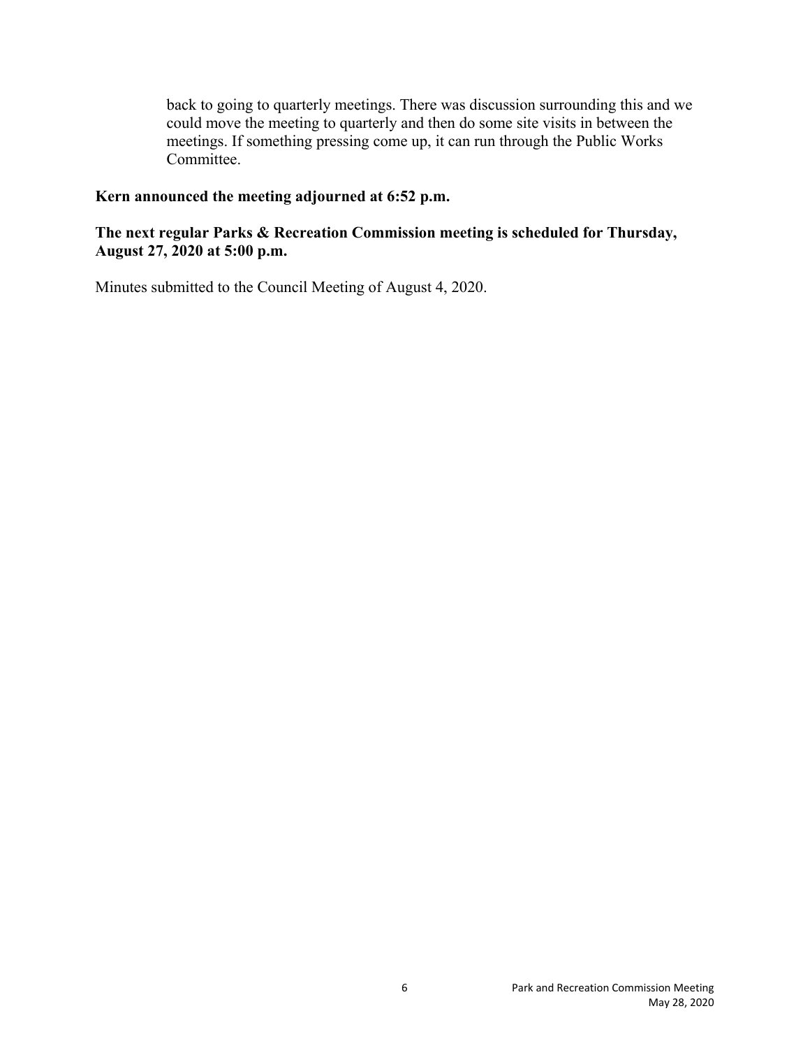back to going to quarterly meetings. There was discussion surrounding this and we could move the meeting to quarterly and then do some site visits in between the meetings. If something pressing come up, it can run through the Public Works Committee.

**Kern announced the meeting adjourned at 6:52 p.m.**

**The next regular Parks & Recreation Commission meeting is scheduled for Thursday, August 27, 2020 at 5:00 p.m.**

Minutes submitted to the Council Meeting of August 4, 2020.